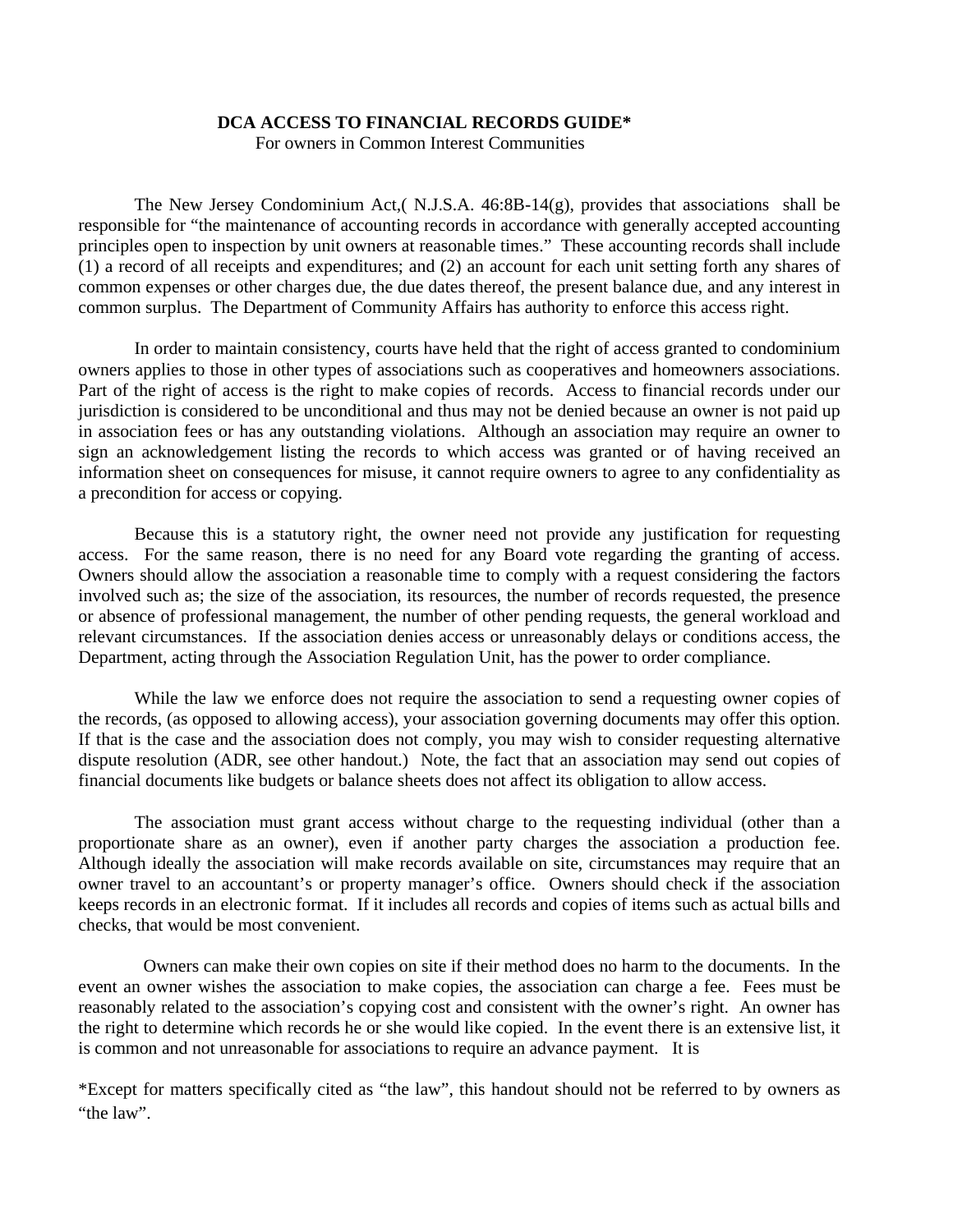**DCA ACCESS TO FINANCIAL RECORDS GUIDE***

For owners in Common Interest Communities

The New Jersey Condominium Act,( N.J.S.A. 46:8B-14(g), provides that associations shall be responsible for "the maintenance of accounting records in accordance with generally accepted accounting principles open to inspection by unit owners at reasonable times." These accounting records shall include (1) a record of all receipts and expenditures; and (2) an account for each unit setting forth any shares of common expenses or other charges due, the due dates thereof, the present balance due, and any interest in common surplus. The Department of Community Affairs has authority to enforce this access right.

In order to maintain consistency, courts have held that the right of access granted to condominium owners applies to those in other types of associations such as cooperatives and homeowners associations. Part of the right of access is the right to make copies of records. Access to financial records under our jurisdiction is considered to be unconditional and thus may not be denied because an owner is not paid up in association fees or has any outstanding violations. Although an association may require an owner to sign an acknowledgement listing the records to which access was granted or of having received an information sheet on consequences for misuse, it cannot require owners to agree to any confidentiality as a precondition for access or copying.

Because this is a statutory right, the owner need not provide any justification for requesting access. For the same reason, there is no need for any Board vote regarding the granting of access. Owners should allow the association a reasonable time to comply with a request considering the factors involved such as; the size of the association, its resources, the number of records requested, the presence or absence of professional management, the number of other pending requests, the general workload and relevant circumstances. If the association denies access or unreasonably delays or conditions access, the Department, acting through the Association Regulation Unit, has the power to order compliance.

While the law we enforce does not require the association to send a requesting owner copies of the records, (as opposed to allowing access), your association governing documents may offer this option. If that is the case and the association does not comply, you may wish to consider requesting alternative dispute resolution (ADR, see other handout.) Note, the fact that an association may send out copies of financial documents like budgets or balance sheets does not affect its obligation to allow access.

The association must grant access without charge to the requesting individual (other than a proportionate share as an owner), even if another party charges the association a production fee. Although ideally the association will make records available on site, circumstances may require that an owner travel to an accountant's or property manager's office. Owners should check if the association keeps records in an electronic format. If it includes all records and copies of items such as actual bills and checks, that would be most convenient.

Owners can make their own copies on site if their method does no harm to the documents. In the event an owner wishes the association to make copies, the association can charge a fee. Fees must be reasonably related to the association's copying cost and consistent with the owner's right. An owner has the right to determine which records he or she would like copied. In the event there is an extensive list, it is common and not unreasonable for associations to require an advance payment. It is

*Except for matters specifically cited as "the law", this handout should not be referred to by owners as "the law".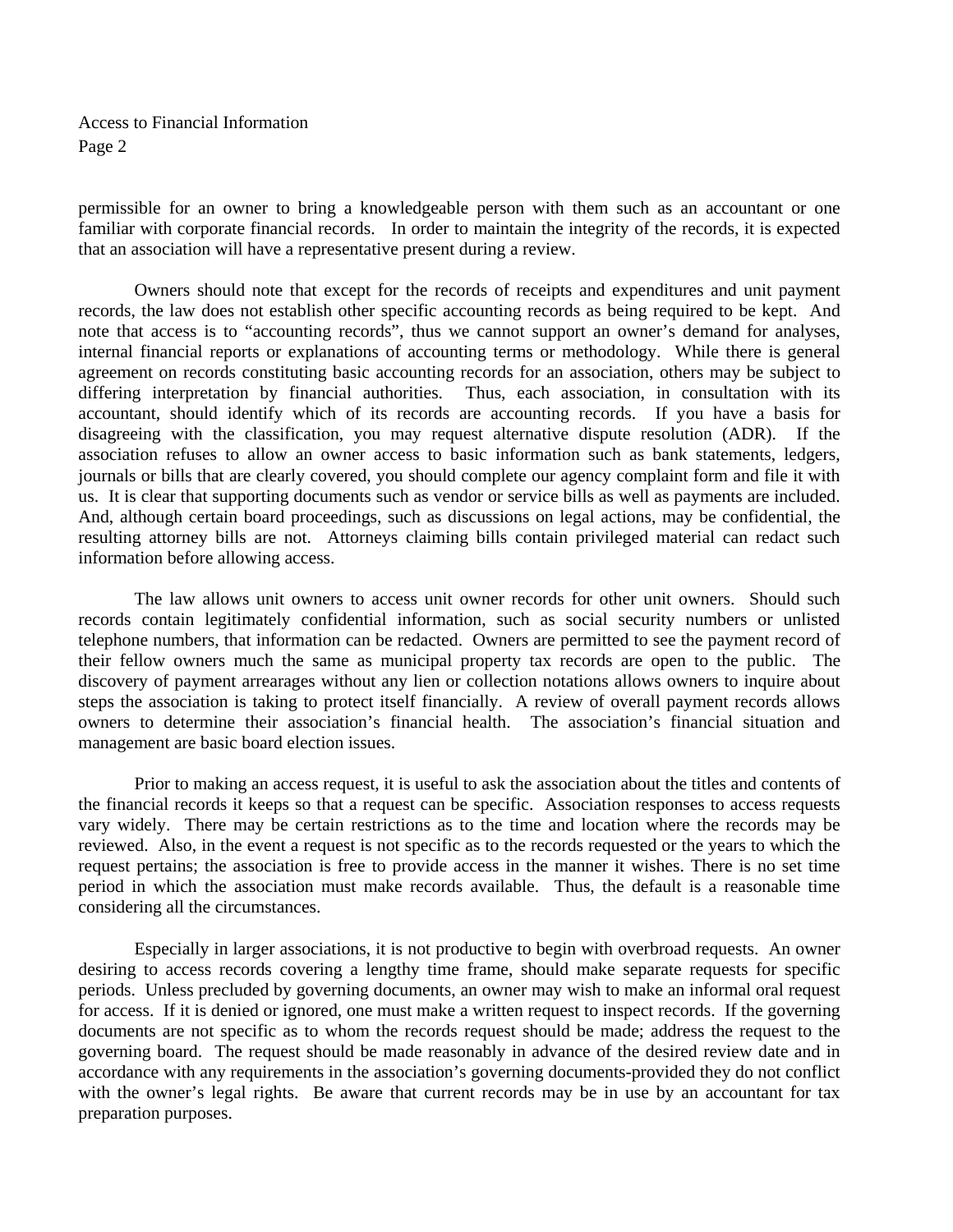permissible for an owner to bring a knowledgeable person with them such as an accountant or one familiar with corporate financial records. In order to maintain the integrity of the records, it is expected that an association will have a representative present during a review.

Owners should note that except for the records of receipts and expenditures and unit payment records, the law does not establish other specific accounting records as being required to be kept. And note that access is to "accounting records", thus we cannot support an owner's demand for analyses, internal financial reports or explanations of accounting terms or methodology. While there is general agreement on records constituting basic accounting records for an association, others may be subject to differing interpretation by financial authorities. Thus, each association, in consultation with its accountant, should identify which of its records are accounting records. If you have a basis for disagreeing with the classification, you may request alternative dispute resolution (ADR). If the association refuses to allow an owner access to basic information such as bank statements, ledgers, journals or bills that are clearly covered, you should complete our agency complaint form and file it with us. It is clear that supporting documents such as vendor or service bills as well as payments are included. And, although certain board proceedings, such as discussions on legal actions, may be confidential, the resulting attorney bills are not. Attorneys claiming bills contain privileged material can redact such information before allowing access.

The law allows unit owners to access unit owner records for other unit owners. Should such records contain legitimately confidential information, such as social security numbers or unlisted telephone numbers, that information can be redacted. Owners are permitted to see the payment record of their fellow owners much the same as municipal property tax records are open to the public. The discovery of payment arrearages without any lien or collection notations allows owners to inquire about steps the association is taking to protect itself financially. A review of overall payment records allows owners to determine their association's financial health. The association's financial situation and management are basic board election issues.

Prior to making an access request, it is useful to ask the association about the titles and contents of the financial records it keeps so that a request can be specific. Association responses to access requests vary widely. There may be certain restrictions as to the time and location where the records may be reviewed. Also, in the event a request is not specific as to the records requested or the years to which the request pertains; the association is free to provide access in the manner it wishes. There is no set time period in which the association must make records available. Thus, the default is a reasonable time considering all the circumstances.

Especially in larger associations, it is not productive to begin with overbroad requests. An owner desiring to access records covering a lengthy time frame, should make separate requests for specific periods. Unless precluded by governing documents, an owner may wish to make an informal oral request for access. If it is denied or ignored, one must make a written request to inspect records. If the governing documents are not specific as to whom the records request should be made; address the request to the governing board. The request should be made reasonably in advance of the desired review date and in accordance with any requirements in the association's governing documents-provided they do not conflict with the owner's legal rights. Be aware that current records may be in use by an accountant for tax preparation purposes.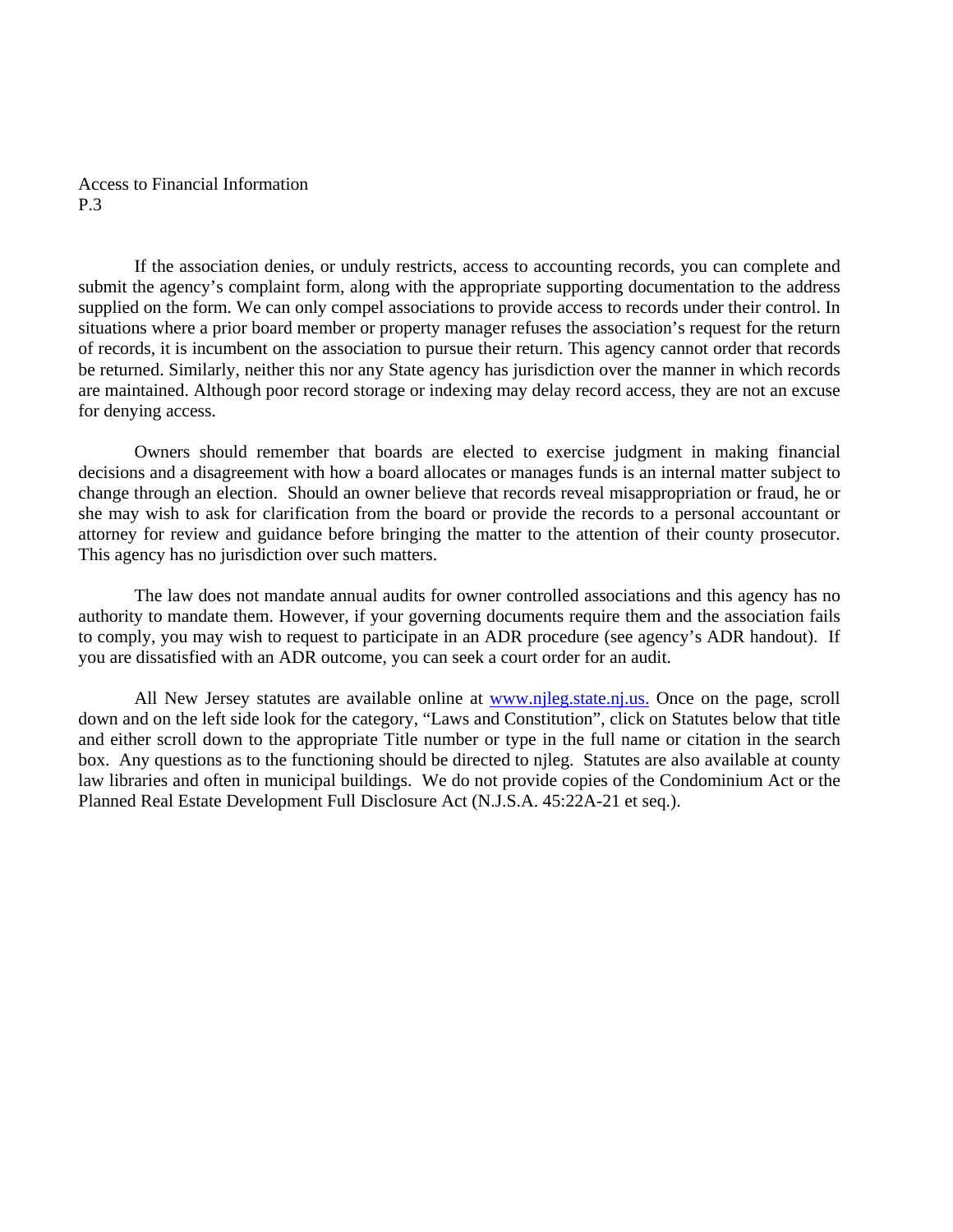If the association denies, or unduly restricts, access to accounting records, you can complete and submit the agency's complaint form, along with the appropriate supporting documentation to the address supplied on the form. We can only compel associations to provide access to records under their control. In situations where a prior board member or property manager refuses the association's request for the return of records, it is incumbent on the association to pursue their return. This agency cannot order that records be returned. Similarly, neither this nor any State agency has jurisdiction over the manner in which records are maintained. Although poor record storage or indexing may delay record access, they are not an excuse for denying access.

Owners should remember that boards are elected to exercise judgment in making financial decisions and a disagreement with how a board allocates or manages funds is an internal matter subject to change through an election. Should an owner believe that records reveal misappropriation or fraud, he or she may wish to ask for clarification from the board or provide the records to a personal accountant or attorney for review and guidance before bringing the matter to the attention of their county prosecutor. This agency has no jurisdiction over such matters.

The law does not mandate annual audits for owner controlled associations and this agency has no authority to mandate them. However, if your governing documents require them and the association fails to comply, you may wish to request to participate in an ADR procedure (see agency's ADR handout). If you are dissatisfied with an ADR outcome, you can seek a court order for an audit.

All New Jersey statutes are available online at [www.njleg.state.nj.us.](http://www.njleg.state.nj.us) Once on the page, scroll down and on the left side look for the category, "Laws and Constitution", click on Statutes below that title and either scroll down to the appropriate Title number or type in the full name or citation in the search box. Any questions as to the functioning should be directed to njleg. Statutes are also available at county law libraries and often in municipal buildings. We do not provide copies of the Condominium Act or the Planned Real Estate Development Full Disclosure Act (N.J.S.A. 45:22A-21 et seq.).